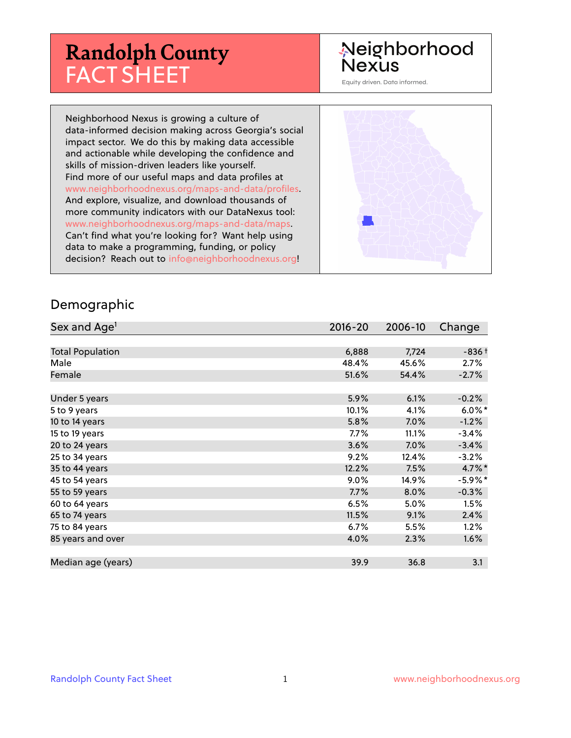# Randolph County FACT SHEET

Neighborhood Nexus

Equity driven. Data informed.

Neighborhood Nexus is growing a culture of data-informed decision making across Georgia's social impact sector. We do this by making data accessible and actionable while developing the confidence and skills of mission-driven leaders like yourself. Find more of our useful maps and data profiles at www.neighborhoodnexus.org/maps-and-data/profiles. And explore, visualize, and download thousands of more community indicators with our DataNexus tool: www.neighborhoodnexus.org/maps-and-data/maps. Can't find what you're looking for? Want help using data to make a programming, funding, or policy decision? Reach out to info@neighborhoodnexus.org!

## Demographic

| Sex and Age[1] | 2016-20 | 2006-10 | Change |
|---|---|---|---|
| Total Population | 6,888 | 7,724 | -836 † |
| Male | 48.4% | 45.6% | 2.7% |
| Female | 51.6% | 54.4% | -2.7% |
| | | | |
| Under 5 years | 5.9% | 6.1% | -0.2% |
| 5 to 9 years | 10.1% | 4.1% | 6.0% * |
| 10 to 14 years | 5.8% | 7.0% | -1.2% |
| 15 to 19 years | 7.7% | 11.1% | -3.4% |
| 20 to 24 years | 3.6% | 7.0% | -3.4% |
| 25 to 34 years | 9.2% | 12.4% | -3.2% |
| 35 to 44 years | 12.2% | 7.5% | 4.7% * |
| 45 to 54 years | 9.0% | 14.9% | -5.9% * |
| 55 to 59 years | 7.7% | 8.0% | -0.3% |
| 60 to 64 years | 6.5% | 5.0% | 1.5% |
| 65 to 74 years | 11.5% | 9.1% | 2.4% |
| 75 to 84 years | 6.7% | 5.5% | 1.2% |
| 85 years and over | 4.0% | 2.3% | 1.6% |
| | | | |
| Median age (years) | 39.9 | 36.8 | 3.1 |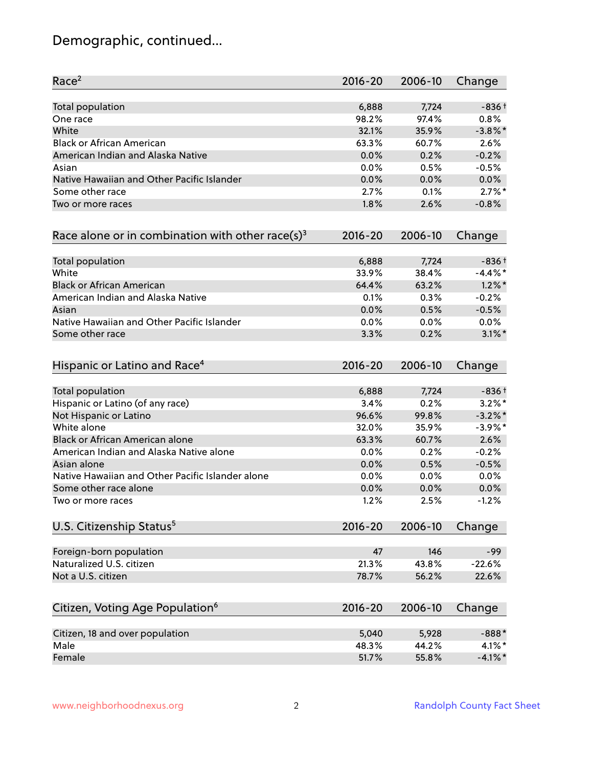## Demographic, continued...

| Race[2] | 2016-20 | 2006-10 | Change |
|---|---|---|---|
| Total population | 6,888 | 7,724 | -836 † |
| One race | 98.2% | 97.4% | 0.8% |
| White | 32.1% | 35.9% | -3.8% * |
| Black or African American | 63.3% | 60.7% | 2.6% |
| American Indian and Alaska Native | 0.0% | 0.2% | -0.2% |
| Asian | 0.0% | 0.5% | -0.5% |
| Native Hawaiian and Other Pacific Islander | 0.0% | 0.0% | 0.0% |
| Some other race | 2.7% | 0.1% | 2.7% * |
| Two or more races | 1.8% | 2.6% | -0.8% |

| Race alone or in combination with other race(s)[3] | 2016-20 | 2006-10 | Change |
|---|---|---|---|
| Total population | 6,888 | 7,724 | -836 † |
| White | 33.9% | 38.4% | -4.4% * |
| Black or African American | 64.4% | 63.2% | 1.2% * |
| American Indian and Alaska Native | 0.1% | 0.3% | -0.2% |
| Asian | 0.0% | 0.5% | -0.5% |
| Native Hawaiian and Other Pacific Islander | 0.0% | 0.0% | 0.0% |
| Some other race | 3.3% | 0.2% | 3.1% * |

| Hispanic or Latino and Race[4] | 2016-20 | 2006-10 | Change |
|---|---|---|---|
| Total population | 6,888 | 7,724 | -836 † |
| Hispanic or Latino (of any race) | 3.4% | 0.2% | 3.2% * |
| Not Hispanic or Latino | 96.6% | 99.8% | -3.2% * |
| White alone | 32.0% | 35.9% | -3.9% * |
| Black or African American alone | 63.3% | 60.7% | 2.6% |
| American Indian and Alaska Native alone | 0.0% | 0.2% | -0.2% |
| Asian alone | 0.0% | 0.5% | -0.5% |
| Native Hawaiian and Other Pacific Islander alone | 0.0% | 0.0% | 0.0% |
| Some other race alone | 0.0% | 0.0% | 0.0% |
| Two or more races | 1.2% | 2.5% | -1.2% |

| U.S. Citizenship Status[5] | 2016-20 | 2006-10 | Change |
|---|---|---|---|
| Foreign-born population | 47 | 146 | -99 |
| Naturalized U.S. citizen | 21.3% | 43.8% | -22.6% |
| Not a U.S. citizen | 78.7% | 56.2% | 22.6% |

| Citizen, Voting Age Population[6] | 2016-20 | 2006-10 | Change |
|---|---|---|---|
| Citizen, 18 and over population | 5,040 | 5,928 | -888 * |
| Male | 48.3% | 44.2% | 4.1% * |
| Female | 51.7% | 55.8% | -4.1% * |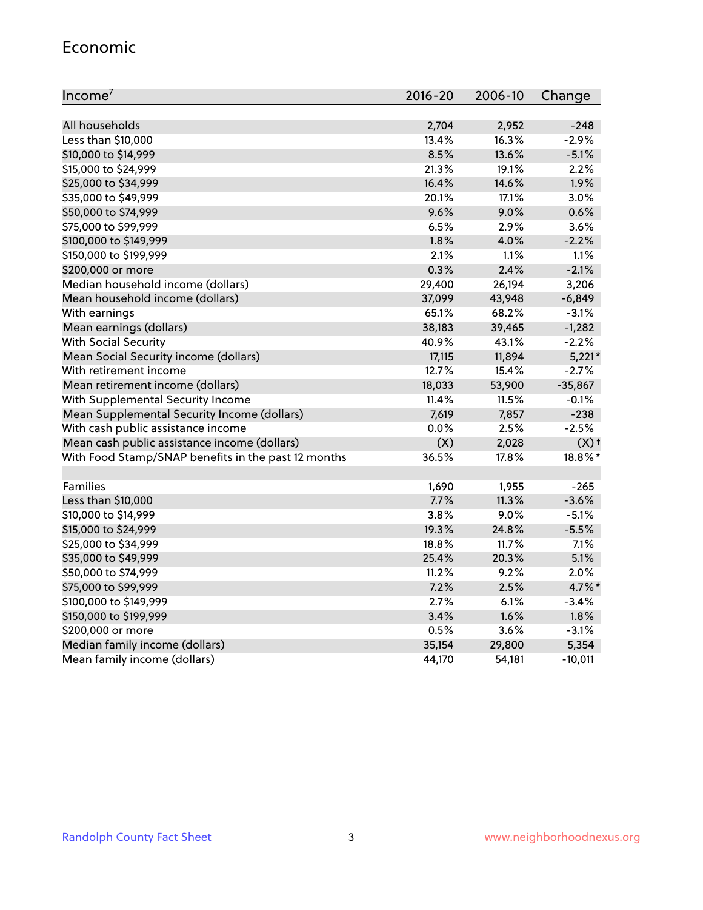## Economic

| Income[7] | 2016-20 | 2006-10 | Change |
|---|---|---|---|
| All households | 2,704 | 2,952 | -248 |
| Less than $10,000 | 13.4% | 16.3% | -2.9% |
| $10,000 to $14,999 | 8.5% | 13.6% | -5.1% |
| $15,000 to $24,999 | 21.3% | 19.1% | 2.2% |
| $25,000 to $34,999 | 16.4% | 14.6% | 1.9% |
| $35,000 to $49,999 | 20.1% | 17.1% | 3.0% |
| $50,000 to $74,999 | 9.6% | 9.0% | 0.6% |
| $75,000 to $99,999 | 6.5% | 2.9% | 3.6% |
| $100,000 to $149,999 | 1.8% | 4.0% | -2.2% |
| $150,000 to $199,999 | 2.1% | 1.1% | 1.1% |
| $200,000 or more | 0.3% | 2.4% | -2.1% |
| Median household income (dollars) | 29,400 | 26,194 | 3,206 |
| Mean household income (dollars) | 37,099 | 43,948 | -6,849 |
| With earnings | 65.1% | 68.2% | -3.1% |
| Mean earnings (dollars) | 38,183 | 39,465 | -1,282 |
| With Social Security | 40.9% | 43.1% | -2.2% |
| Mean Social Security income (dollars) | 17,115 | 11,894 | 5,221* |
| With retirement income | 12.7% | 15.4% | -2.7% |
| Mean retirement income (dollars) | 18,033 | 53,900 | -35,867 |
| With Supplemental Security Income | 11.4% | 11.5% | -0.1% |
| Mean Supplemental Security Income (dollars) | 7,619 | 7,857 | -238 |
| With cash public assistance income | 0.0% | 2.5% | -2.5% |
| Mean cash public assistance income (dollars) | (X) | 2,028 | (X)† |
| With Food Stamp/SNAP benefits in the past 12 months | 36.5% | 17.8% | 18.8%* |
| | | | |
| Families | 1,690 | 1,955 | -265 |
| Less than $10,000 | 7.7% | 11.3% | -3.6% |
| $10,000 to $14,999 | 3.8% | 9.0% | -5.1% |
| $15,000 to $24,999 | 19.3% | 24.8% | -5.5% |
| $25,000 to $34,999 | 18.8% | 11.7% | 7.1% |
| $35,000 to $49,999 | 25.4% | 20.3% | 5.1% |
| $50,000 to $74,999 | 11.2% | 9.2% | 2.0% |
| $75,000 to $99,999 | 7.2% | 2.5% | 4.7%* |
| $100,000 to $149,999 | 2.7% | 6.1% | -3.4% |
| $150,000 to $199,999 | 3.4% | 1.6% | 1.8% |
| $200,000 or more | 0.5% | 3.6% | -3.1% |
| Median family income (dollars) | 35,154 | 29,800 | 5,354 |
| Mean family income (dollars) | 44,170 | 54,181 | -10,011 |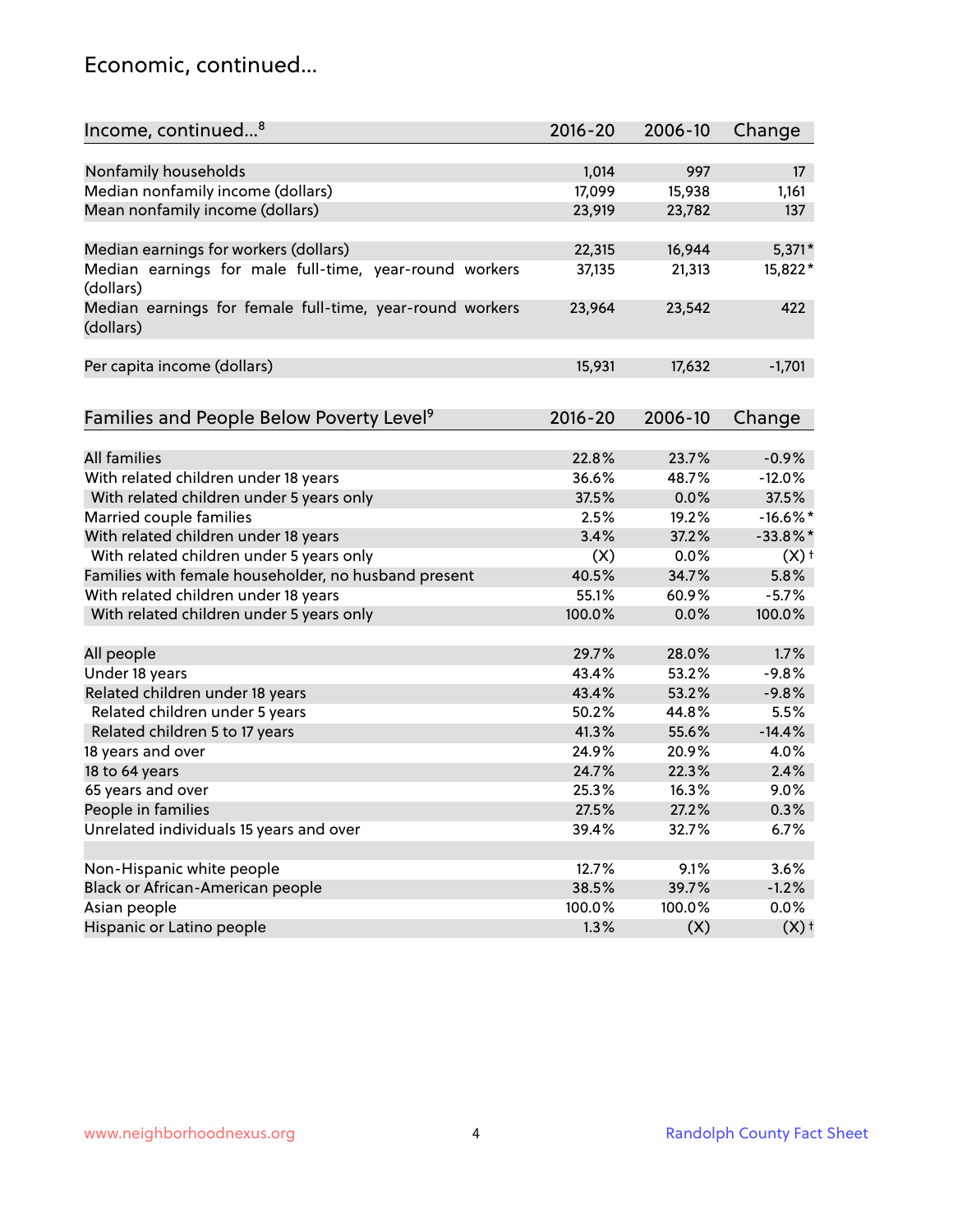## Economic, continued...

| Income, continued...[8] | 2016-20 | 2006-10 | Change |
|---|---|---|---|
| Nonfamily households | 1,014 | 997 | 17 |
| Median nonfamily income (dollars) | 17,099 | 15,938 | 1,161 |
| Mean nonfamily income (dollars) | 23,919 | 23,782 | 137 |
| Median earnings for workers (dollars) | 22,315 | 16,944 | 5,371* |
| Median earnings for male full-time, year-round workers (dollars) | 37,135 | 21,313 | 15,822* |
| Median earnings for female full-time, year-round workers (dollars) | 23,964 | 23,542 | 422 |
| Per capita income (dollars) | 15,931 | 17,632 | -1,701 |

| Families and People Below Poverty Level[9] | 2016-20 | 2006-10 | Change |
|---|---|---|---|
| All families | 22.8% | 23.7% | -0.9% |
| With related children under 18 years | 36.6% | 48.7% | -12.0% |
| With related children under 5 years only | 37.5% | 0.0% | 37.5% |
| Married couple families | 2.5% | 19.2% | -16.6%* |
| With related children under 18 years | 3.4% | 37.2% | -33.8%* |
| With related children under 5 years only | (X) | 0.0% | (X)† |
| Families with female householder, no husband present | 40.5% | 34.7% | 5.8% |
| With related children under 18 years | 55.1% | 60.9% | -5.7% |
| With related children under 5 years only | 100.0% | 0.0% | 100.0% |
| All people | 29.7% | 28.0% | 1.7% |
| Under 18 years | 43.4% | 53.2% | -9.8% |
| Related children under 18 years | 43.4% | 53.2% | -9.8% |
| Related children under 5 years | 50.2% | 44.8% | 5.5% |
| Related children 5 to 17 years | 41.3% | 55.6% | -14.4% |
| 18 years and over | 24.9% | 20.9% | 4.0% |
| 18 to 64 years | 24.7% | 22.3% | 2.4% |
| 65 years and over | 25.3% | 16.3% | 9.0% |
| People in families | 27.5% | 27.2% | 0.3% |
| Unrelated individuals 15 years and over | 39.4% | 32.7% | 6.7% |
| Non-Hispanic white people | 12.7% | 9.1% | 3.6% |
| Black or African-American people | 38.5% | 39.7% | -1.2% |
| Asian people | 100.0% | 100.0% | 0.0% |
| Hispanic or Latino people | 1.3% | (X) | (X)† |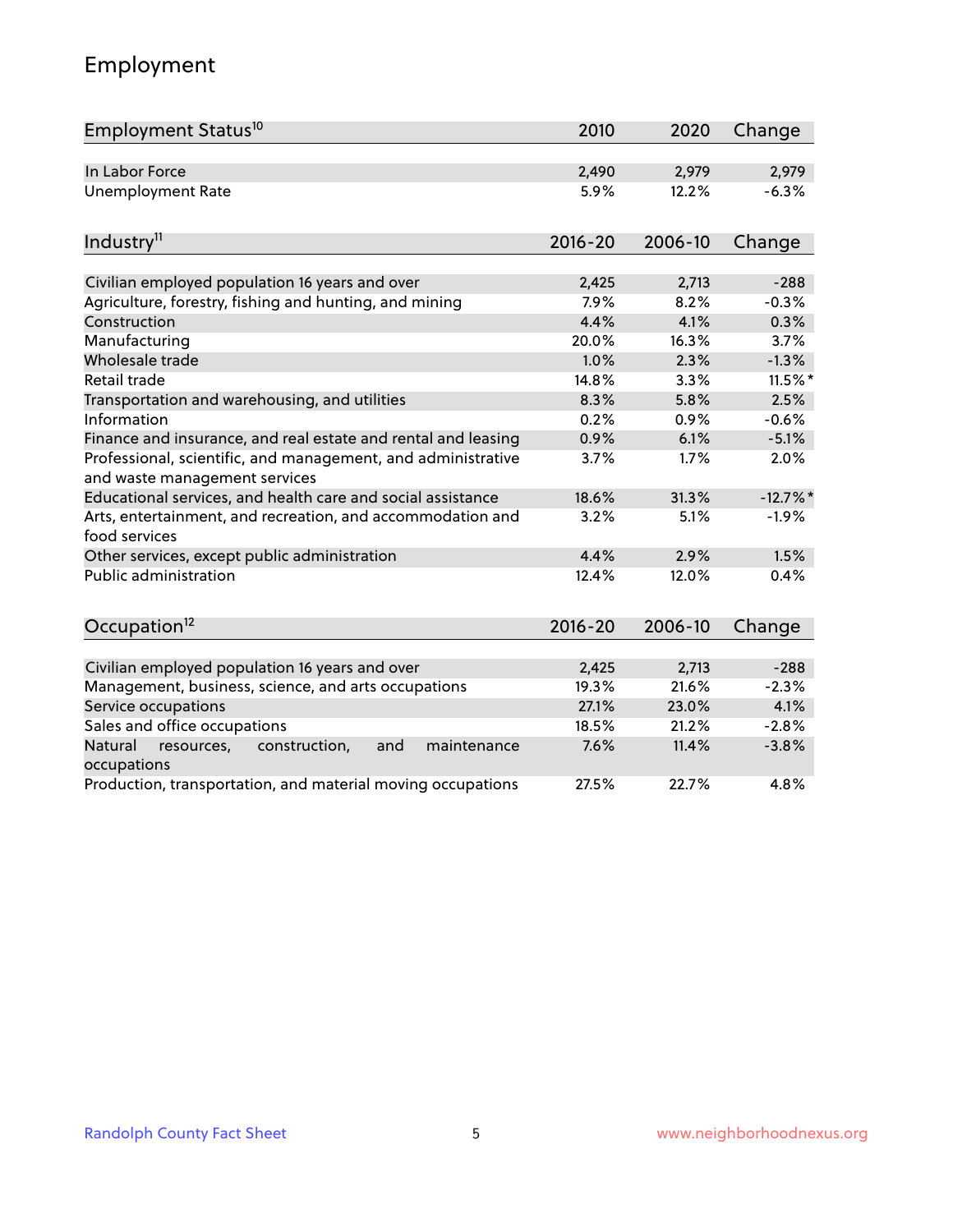# Employment

| Employment Status[10] | 2010 | 2020 | Change |
|---|---|---|---|
| In Labor Force | 2,490 | 2,979 | 2,979 |
| Unemployment Rate | 5.9% | 12.2% | -6.3% |

| Industry[11] | 2016-20 | 2006-10 | Change |
|---|---|---|---|
| Civilian employed population 16 years and over | 2,425 | 2,713 | -288 |
| Agriculture, forestry, fishing and hunting, and mining | 7.9% | 8.2% | -0.3% |
| Construction | 4.4% | 4.1% | 0.3% |
| Manufacturing | 20.0% | 16.3% | 3.7% |
| Wholesale trade | 1.0% | 2.3% | -1.3% |
| Retail trade | 14.8% | 3.3% | 11.5%* |
| Transportation and warehousing, and utilities | 8.3% | 5.8% | 2.5% |
| Information | 0.2% | 0.9% | -0.6% |
| Finance and insurance, and real estate and rental and leasing | 0.9% | 6.1% | -5.1% |
| Professional, scientific, and management, and administrative and waste management services | 3.7% | 1.7% | 2.0% |
| Educational services, and health care and social assistance | 18.6% | 31.3% | -12.7%* |
| Arts, entertainment, and recreation, and accommodation and food services | 3.2% | 5.1% | -1.9% |
| Other services, except public administration | 4.4% | 2.9% | 1.5% |
| Public administration | 12.4% | 12.0% | 0.4% |

| Occupation[12] | 2016-20 | 2006-10 | Change |
|---|---|---|---|
| Civilian employed population 16 years and over | 2,425 | 2,713 | -288 |
| Management, business, science, and arts occupations | 19.3% | 21.6% | -2.3% |
| Service occupations | 27.1% | 23.0% | 4.1% |
| Sales and office occupations | 18.5% | 21.2% | -2.8% |
| Natural resources, construction, and maintenance occupations | 7.6% | 11.4% | -3.8% |
| Production, transportation, and material moving occupations | 27.5% | 22.7% | 4.8% |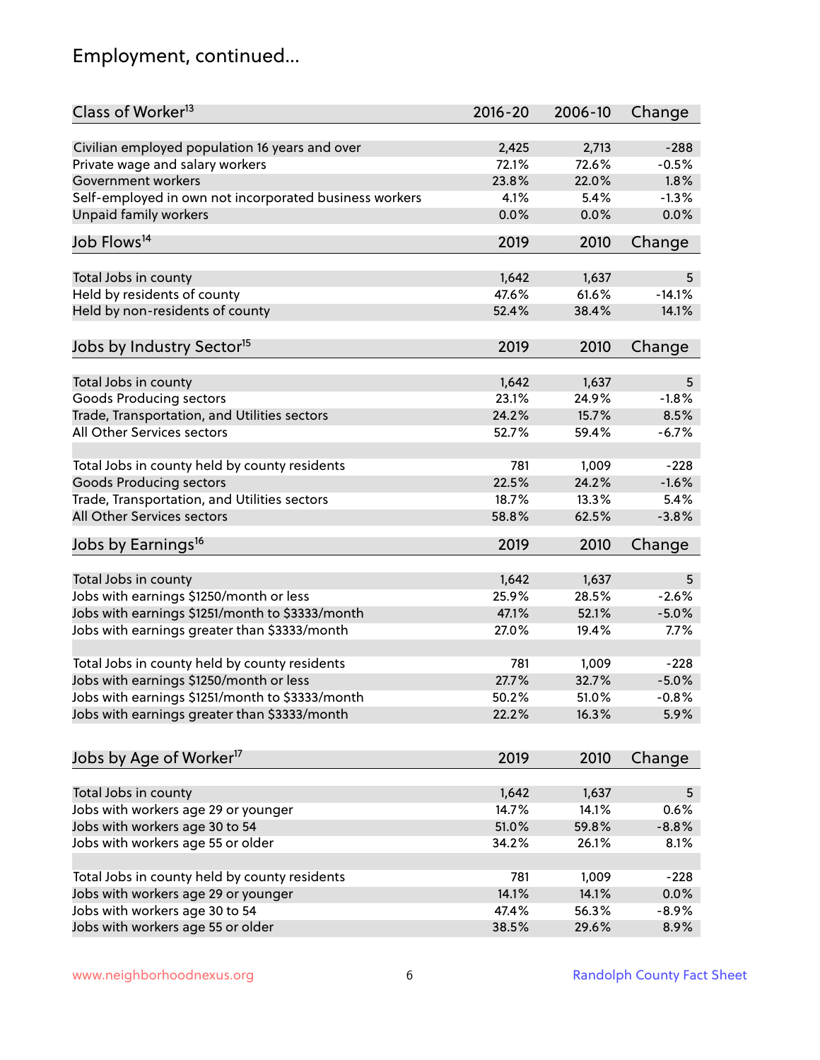# Employment, continued...

| Class of Worker[13] | 2016-20 | 2006-10 | Change |
|---|---|---|---|
| Civilian employed population 16 years and over | 2,425 | 2,713 | -288 |
| Private wage and salary workers | 72.1% | 72.6% | -0.5% |
| Government workers | 23.8% | 22.0% | 1.8% |
| Self-employed in own not incorporated business workers | 4.1% | 5.4% | -1.3% |
| Unpaid family workers | 0.0% | 0.0% | 0.0% |

| Job Flows[14] | 2019 | 2010 | Change |
|---|---|---|---|
| Total Jobs in county | 1,642 | 1,637 | 5 |
| Held by residents of county | 47.6% | 61.6% | -14.1% |
| Held by non-residents of county | 52.4% | 38.4% | 14.1% |

| Jobs by Industry Sector[15] | 2019 | 2010 | Change |
|---|---|---|---|
| Total Jobs in county | 1,642 | 1,637 | 5 |
| Goods Producing sectors | 23.1% | 24.9% | -1.8% |
| Trade, Transportation, and Utilities sectors | 24.2% | 15.7% | 8.5% |
| All Other Services sectors | 52.7% | 59.4% | -6.7% |
| | | | |
| Total Jobs in county held by county residents | 781 | 1,009 | -228 |
| Goods Producing sectors | 22.5% | 24.2% | -1.6% |
| Trade, Transportation, and Utilities sectors | 18.7% | 13.3% | 5.4% |
| All Other Services sectors | 58.8% | 62.5% | -3.8% |

| Jobs by Earnings[16] | 2019 | 2010 | Change |
|---|---|---|---|
| Total Jobs in county | 1,642 | 1,637 | 5 |
| Jobs with earnings $1250/month or less | 25.9% | 28.5% | -2.6% |
| Jobs with earnings $1251/month to $3333/month | 47.1% | 52.1% | -5.0% |
| Jobs with earnings greater than $3333/month | 27.0% | 19.4% | 7.7% |
| | | | |
| Total Jobs in county held by county residents | 781 | 1,009 | -228 |
| Jobs with earnings $1250/month or less | 27.7% | 32.7% | -5.0% |
| Jobs with earnings $1251/month to $3333/month | 50.2% | 51.0% | -0.8% |
| Jobs with earnings greater than $3333/month | 22.2% | 16.3% | 5.9% |

| Jobs by Age of Worker[17] | 2019 | 2010 | Change |
|---|---|---|---|
| Total Jobs in county | 1,642 | 1,637 | 5 |
| Jobs with workers age 29 or younger | 14.7% | 14.1% | 0.6% |
| Jobs with workers age 30 to 54 | 51.0% | 59.8% | -8.8% |
| Jobs with workers age 55 or older | 34.2% | 26.1% | 8.1% |
| | | | |
| Total Jobs in county held by county residents | 781 | 1,009 | -228 |
| Jobs with workers age 29 or younger | 14.1% | 14.1% | 0.0% |
| Jobs with workers age 30 to 54 | 47.4% | 56.3% | -8.9% |
| Jobs with workers age 55 or older | 38.5% | 29.6% | 8.9% |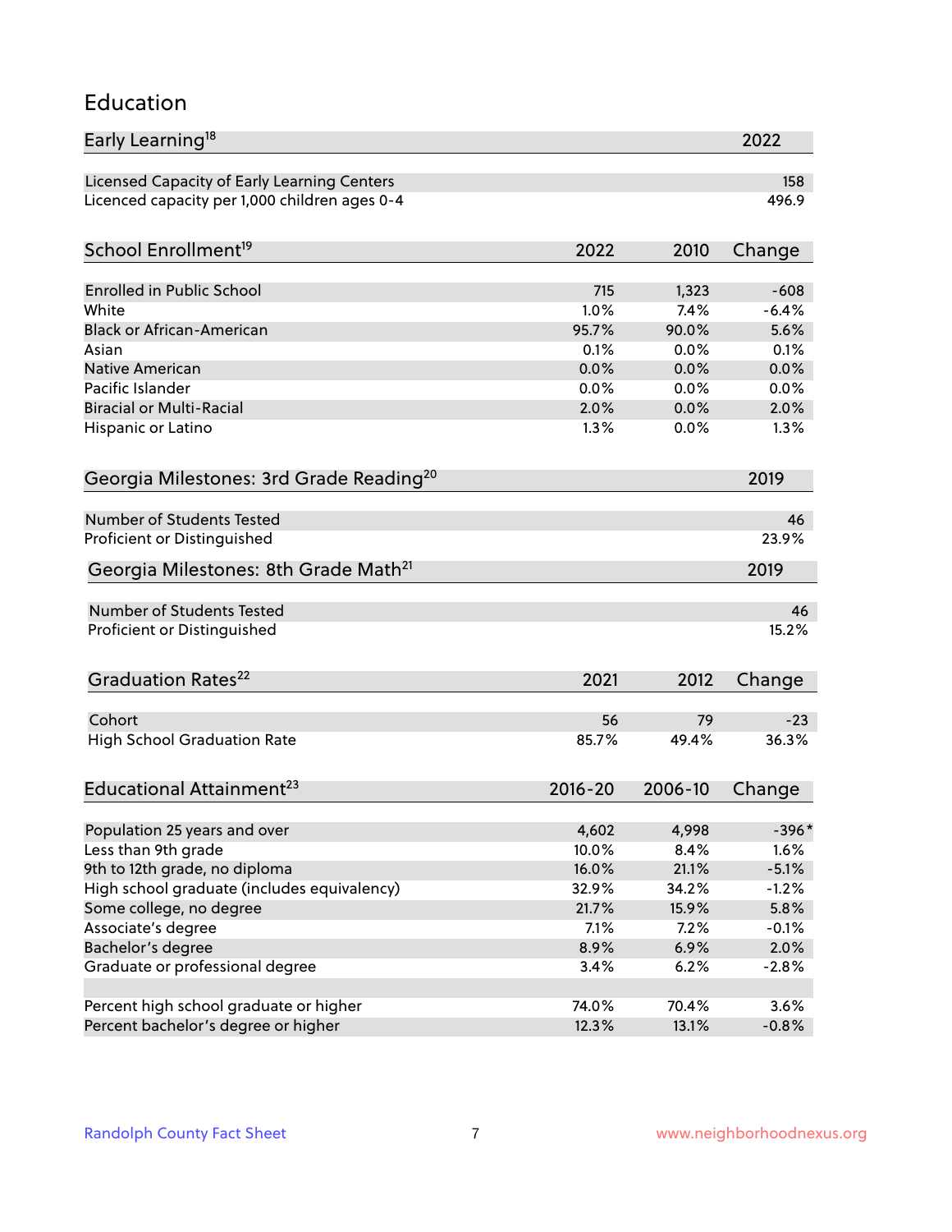## Education

| Early Learning[18] | 2022 |
| --- | --- |
| Licensed Capacity of Early Learning Centers | 158 |
| Licenced capacity per 1,000 children ages 0-4 | 496.9 |

| School Enrollment[19] | 2022 | 2010 | Change |
| --- | --- | --- | --- |
| Enrolled in Public School | 715 | 1,323 | -608 |
| White | 1.0% | 7.4% | -6.4% |
| Black or African-American | 95.7% | 90.0% | 5.6% |
| Asian | 0.1% | 0.0% | 0.1% |
| Native American | 0.0% | 0.0% | 0.0% |
| Pacific Islander | 0.0% | 0.0% | 0.0% |
| Biracial or Multi-Racial | 2.0% | 0.0% | 2.0% |
| Hispanic or Latino | 1.3% | 0.0% | 1.3% |

| Georgia Milestones: 3rd Grade Reading[20] | 2019 |
| --- | --- |
| Number of Students Tested | 46 |
| Proficient or Distinguished | 23.9% |

| Georgia Milestones: 8th Grade Math[21] | 2019 |
| --- | --- |
| Number of Students Tested | 46 |
| Proficient or Distinguished | 15.2% |

| Graduation Rates[22] | 2021 | 2012 | Change |
| --- | --- | --- | --- |
| Cohort | 56 | 79 | -23 |
| High School Graduation Rate | 85.7% | 49.4% | 36.3% |

| Educational Attainment[23] | 2016-20 | 2006-10 | Change |
| --- | --- | --- | --- |
| Population 25 years and over | 4,602 | 4,998 | -396* |
| Less than 9th grade | 10.0% | 8.4% | 1.6% |
| 9th to 12th grade, no diploma | 16.0% | 21.1% | -5.1% |
| High school graduate (includes equivalency) | 32.9% | 34.2% | -1.2% |
| Some college, no degree | 21.7% | 15.9% | 5.8% |
| Associate's degree | 7.1% | 7.2% | -0.1% |
| Bachelor's degree | 8.9% | 6.9% | 2.0% |
| Graduate or professional degree | 3.4% | 6.2% | -2.8% |
| | | | |
| Percent high school graduate or higher | 74.0% | 70.4% | 3.6% |
| Percent bachelor's degree or higher | 12.3% | 13.1% | -0.8% |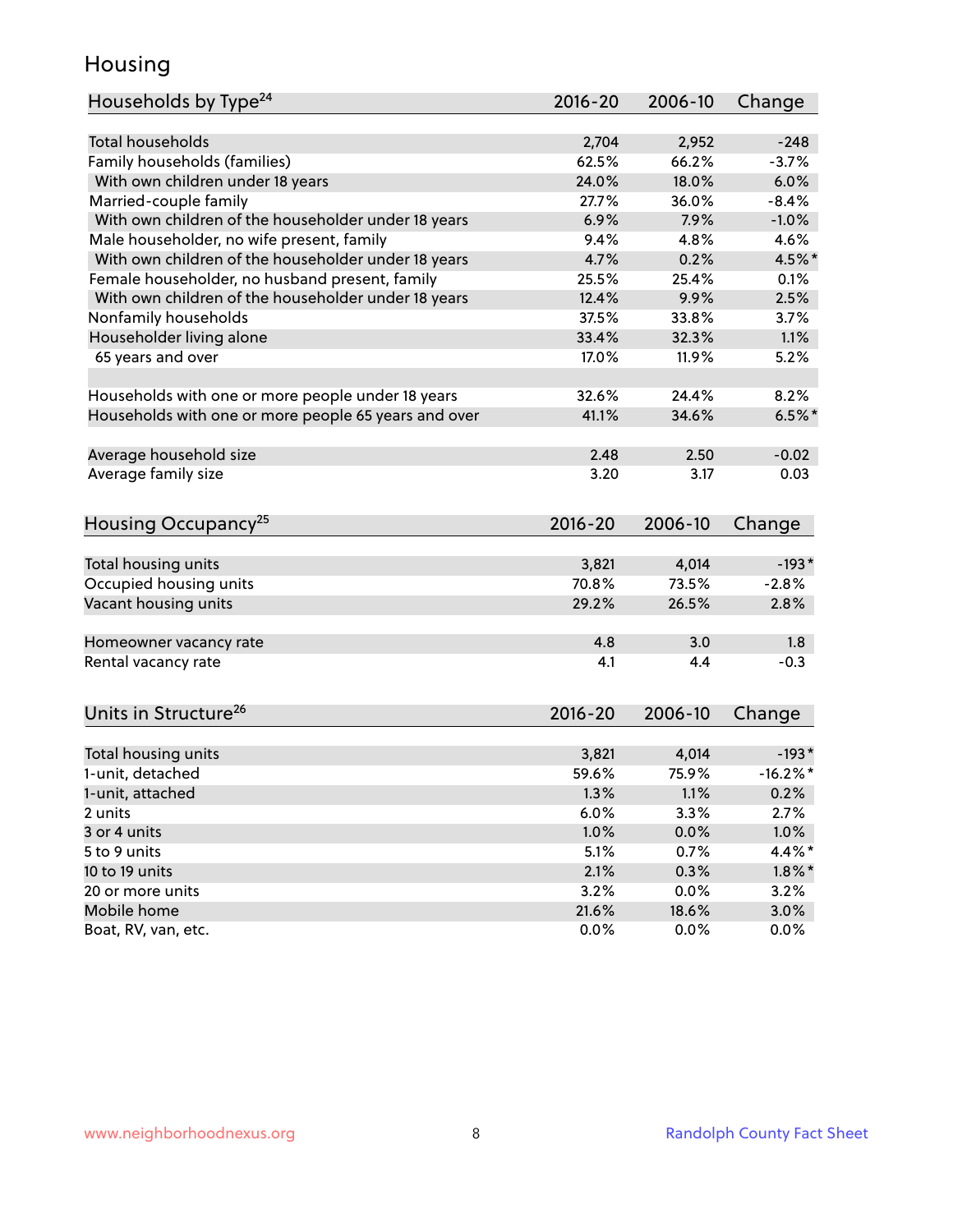## Housing

| Households by Type[24] | 2016-20 | 2006-10 | Change |
|---|---|---|---|
| Total households | 2,704 | 2,952 | -248 |
| Family households (families) | 62.5% | 66.2% | -3.7% |
| With own children under 18 years | 24.0% | 18.0% | 6.0% |
| Married-couple family | 27.7% | 36.0% | -8.4% |
| With own children of the householder under 18 years | 6.9% | 7.9% | -1.0% |
| Male householder, no wife present, family | 9.4% | 4.8% | 4.6% |
| With own children of the householder under 18 years | 4.7% | 0.2% | 4.5%* |
| Female householder, no husband present, family | 25.5% | 25.4% | 0.1% |
| With own children of the householder under 18 years | 12.4% | 9.9% | 2.5% |
| Nonfamily households | 37.5% | 33.8% | 3.7% |
| Householder living alone | 33.4% | 32.3% | 1.1% |
| 65 years and over | 17.0% | 11.9% | 5.2% |
| Households with one or more people under 18 years | 32.6% | 24.4% | 8.2% |
| Households with one or more people 65 years and over | 41.1% | 34.6% | 6.5%* |
| Average household size | 2.48 | 2.50 | -0.02 |
| Average family size | 3.20 | 3.17 | 0.03 |

| Housing Occupancy[25] | 2016-20 | 2006-10 | Change |
|---|---|---|---|
| Total housing units | 3,821 | 4,014 | -193* |
| Occupied housing units | 70.8% | 73.5% | -2.8% |
| Vacant housing units | 29.2% | 26.5% | 2.8% |
| Homeowner vacancy rate | 4.8 | 3.0 | 1.8 |
| Rental vacancy rate | 4.1 | 4.4 | -0.3 |

| Units in Structure[26] | 2016-20 | 2006-10 | Change |
|---|---|---|---|
| Total housing units | 3,821 | 4,014 | -193* |
| 1-unit, detached | 59.6% | 75.9% | -16.2%* |
| 1-unit, attached | 1.3% | 1.1% | 0.2% |
| 2 units | 6.0% | 3.3% | 2.7% |
| 3 or 4 units | 1.0% | 0.0% | 1.0% |
| 5 to 9 units | 5.1% | 0.7% | 4.4%* |
| 10 to 19 units | 2.1% | 0.3% | 1.8%* |
| 20 or more units | 3.2% | 0.0% | 3.2% |
| Mobile home | 21.6% | 18.6% | 3.0% |
| Boat, RV, van, etc. | 0.0% | 0.0% | 0.0% |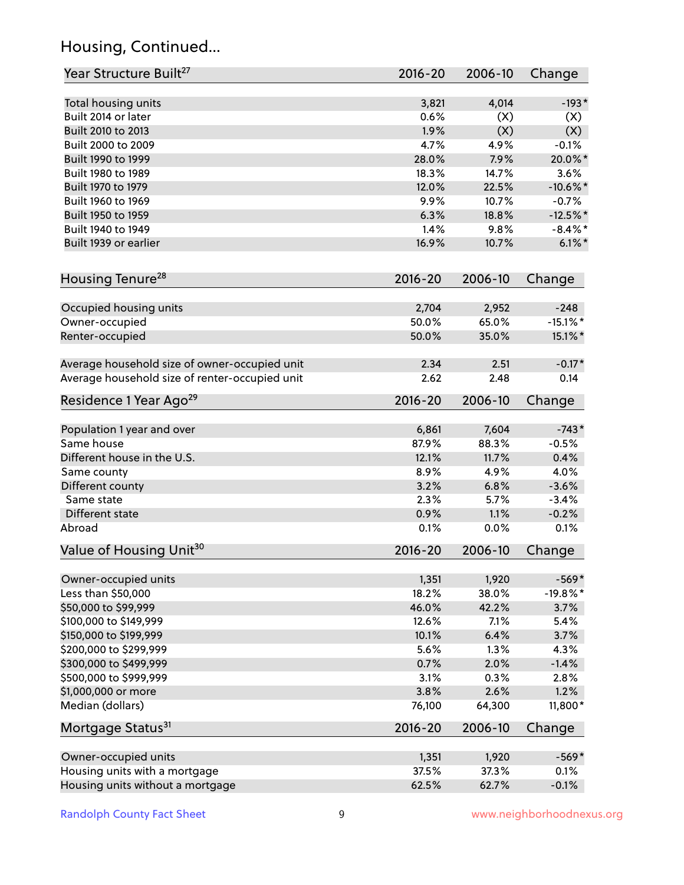## Housing, Continued...

| Year Structure Built[27] | 2016-20 | 2006-10 | Change |
|---|---|---|---|
| Total housing units | 3,821 | 4,014 | -193* |
| Built 2014 or later | 0.6% | (X) | (X) |
| Built 2010 to 2013 | 1.9% | (X) | (X) |
| Built 2000 to 2009 | 4.7% | 4.9% | -0.1% |
| Built 1990 to 1999 | 28.0% | 7.9% | 20.0%* |
| Built 1980 to 1989 | 18.3% | 14.7% | 3.6% |
| Built 1970 to 1979 | 12.0% | 22.5% | -10.6%* |
| Built 1960 to 1969 | 9.9% | 10.7% | -0.7% |
| Built 1950 to 1959 | 6.3% | 18.8% | -12.5%* |
| Built 1940 to 1949 | 1.4% | 9.8% | -8.4%* |
| Built 1939 or earlier | 16.9% | 10.7% | 6.1%* |

| Housing Tenure[28] | 2016-20 | 2006-10 | Change |
|---|---|---|---|
| Occupied housing units | 2,704 | 2,952 | -248 |
| Owner-occupied | 50.0% | 65.0% | -15.1%* |
| Renter-occupied | 50.0% | 35.0% | 15.1%* |
| Average household size of owner-occupied unit | 2.34 | 2.51 | -0.17* |
| Average household size of renter-occupied unit | 2.62 | 2.48 | 0.14 |

| Residence 1 Year Ago[29] | 2016-20 | 2006-10 | Change |
|---|---|---|---|
| Population 1 year and over | 6,861 | 7,604 | -743* |
| Same house | 87.9% | 88.3% | -0.5% |
| Different house in the U.S. | 12.1% | 11.7% | 0.4% |
| Same county | 8.9% | 4.9% | 4.0% |
| Different county | 3.2% | 6.8% | -3.6% |
| Same state | 2.3% | 5.7% | -3.4% |
| Different state | 0.9% | 1.1% | -0.2% |
| Abroad | 0.1% | 0.0% | 0.1% |

| Value of Housing Unit[30] | 2016-20 | 2006-10 | Change |
|---|---|---|---|
| Owner-occupied units | 1,351 | 1,920 | -569* |
| Less than $50,000 | 18.2% | 38.0% | -19.8%* |
| $50,000 to $99,999 | 46.0% | 42.2% | 3.7% |
| $100,000 to $149,999 | 12.6% | 7.1% | 5.4% |
| $150,000 to $199,999 | 10.1% | 6.4% | 3.7% |
| $200,000 to $299,999 | 5.6% | 1.3% | 4.3% |
| $300,000 to $499,999 | 0.7% | 2.0% | -1.4% |
| $500,000 to $999,999 | 3.1% | 0.3% | 2.8% |
| $1,000,000 or more | 3.8% | 2.6% | 1.2% |
| Median (dollars) | 76,100 | 64,300 | 11,800* |

| Mortgage Status[31] | 2016-20 | 2006-10 | Change |
|---|---|---|---|
| Owner-occupied units | 1,351 | 1,920 | -569* |
| Housing units with a mortgage | 37.5% | 37.3% | 0.1% |
| Housing units without a mortgage | 62.5% | 62.7% | -0.1% |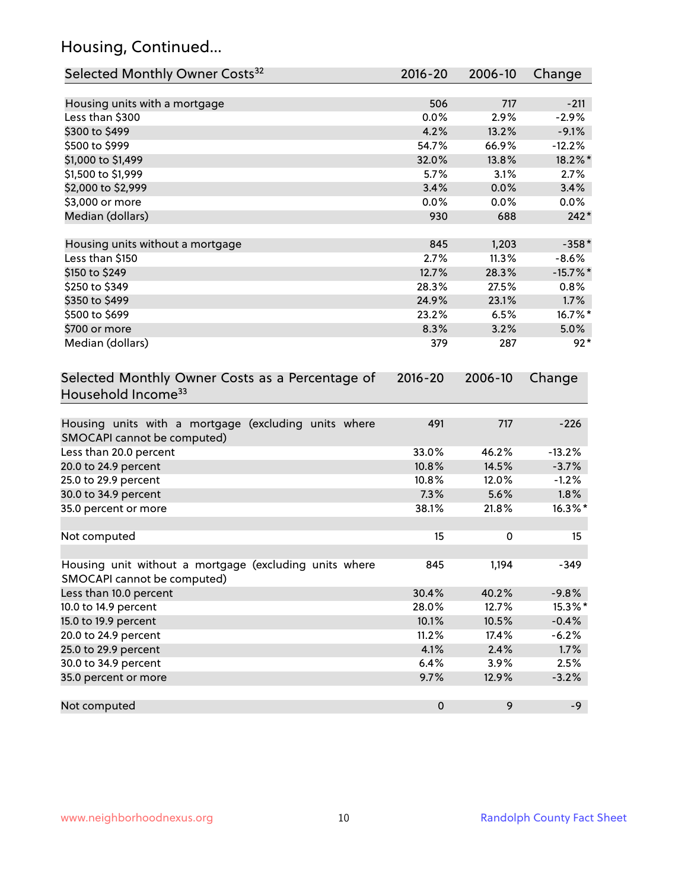## Housing, Continued...

| Selected Monthly Owner Costs[32] | 2016-20 | 2006-10 | Change |
|---|---|---|---|
| Housing units with a mortgage | 506 | 717 | -211 |
| Less than $300 | 0.0% | 2.9% | -2.9% |
| $300 to $499 | 4.2% | 13.2% | -9.1% |
| $500 to $999 | 54.7% | 66.9% | -12.2% |
| $1,000 to $1,499 | 32.0% | 13.8% | 18.2%* |
| $1,500 to $1,999 | 5.7% | 3.1% | 2.7% |
| $2,000 to $2,999 | 3.4% | 0.0% | 3.4% |
| $3,000 or more | 0.0% | 0.0% | 0.0% |
| Median (dollars) | 930 | 688 | 242* |
| | | | |
| Housing units without a mortgage | 845 | 1,203 | -358* |
| Less than $150 | 2.7% | 11.3% | -8.6% |
| $150 to $249 | 12.7% | 28.3% | -15.7%* |
| $250 to $349 | 28.3% | 27.5% | 0.8% |
| $350 to $499 | 24.9% | 23.1% | 1.7% |
| $500 to $699 | 23.2% | 6.5% | 16.7%* |
| $700 or more | 8.3% | 3.2% | 5.0% |
| Median (dollars) | 379 | 287 | 92* |

| Selected Monthly Owner Costs as a Percentage of Household Income[33] | 2016-20 | 2006-10 | Change |
|---|---|---|---|
| Housing units with a mortgage (excluding units where SMOCAPI cannot be computed) | 491 | 717 | -226 |
| Less than 20.0 percent | 33.0% | 46.2% | -13.2% |
| 20.0 to 24.9 percent | 10.8% | 14.5% | -3.7% |
| 25.0 to 29.9 percent | 10.8% | 12.0% | -1.2% |
| 30.0 to 34.9 percent | 7.3% | 5.6% | 1.8% |
| 35.0 percent or more | 38.1% | 21.8% | 16.3%* |
| | | | |
| Not computed | 15 | 0 | 15 |
| | | | |
| Housing unit without a mortgage (excluding units where SMOCAPI cannot be computed) | 845 | 1,194 | -349 |
| Less than 10.0 percent | 30.4% | 40.2% | -9.8% |
| 10.0 to 14.9 percent | 28.0% | 12.7% | 15.3%* |
| 15.0 to 19.9 percent | 10.1% | 10.5% | -0.4% |
| 20.0 to 24.9 percent | 11.2% | 17.4% | -6.2% |
| 25.0 to 29.9 percent | 4.1% | 2.4% | 1.7% |
| 30.0 to 34.9 percent | 6.4% | 3.9% | 2.5% |
| 35.0 percent or more | 9.7% | 12.9% | -3.2% |
| | | | |
| Not computed | 0 | 9 | -9 |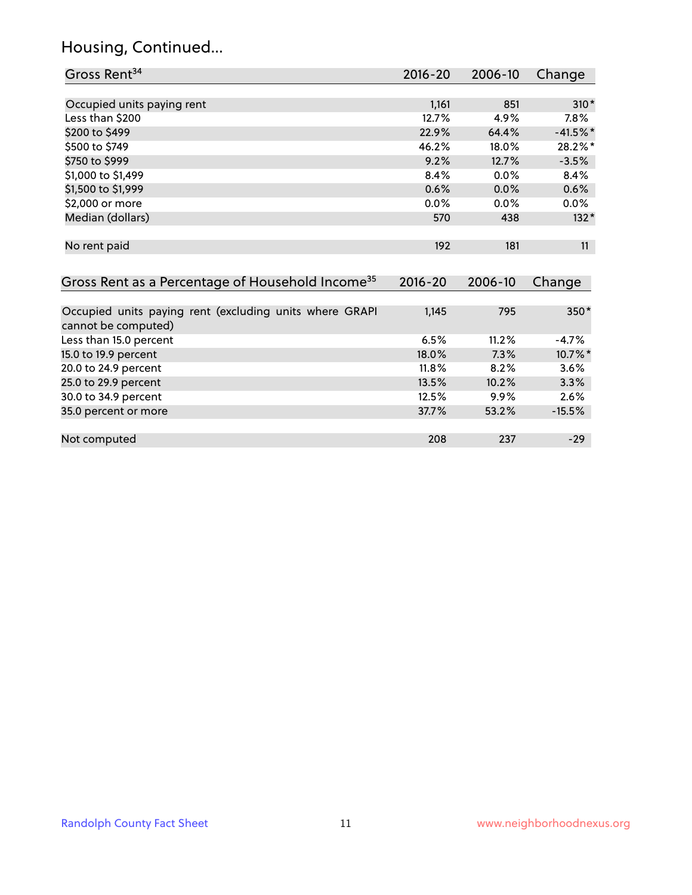## Housing, Continued...

| Gross Rent[34] | 2016-20 | 2006-10 | Change |
|---|---|---|---|
| Occupied units paying rent | 1,161 | 851 | 310* |
| Less than $200 | 12.7% | 4.9% | 7.8% |
| $200 to $499 | 22.9% | 64.4% | -41.5%* |
| $500 to $749 | 46.2% | 18.0% | 28.2%* |
| $750 to $999 | 9.2% | 12.7% | -3.5% |
| $1,000 to $1,499 | 8.4% | 0.0% | 8.4% |
| $1,500 to $1,999 | 0.6% | 0.0% | 0.6% |
| $2,000 or more | 0.0% | 0.0% | 0.0% |
| Median (dollars) | 570 | 438 | 132* |
| No rent paid | 192 | 181 | 11 |

| Gross Rent as a Percentage of Household Income[35] | 2016-20 | 2006-10 | Change |
|---|---|---|---|
| Occupied units paying rent (excluding units where GRAPI cannot be computed) | 1,145 | 795 | 350* |
| Less than 15.0 percent | 6.5% | 11.2% | -4.7% |
| 15.0 to 19.9 percent | 18.0% | 7.3% | 10.7%* |
| 20.0 to 24.9 percent | 11.8% | 8.2% | 3.6% |
| 25.0 to 29.9 percent | 13.5% | 10.2% | 3.3% |
| 30.0 to 34.9 percent | 12.5% | 9.9% | 2.6% |
| 35.0 percent or more | 37.7% | 53.2% | -15.5% |
| Not computed | 208 | 237 | -29 |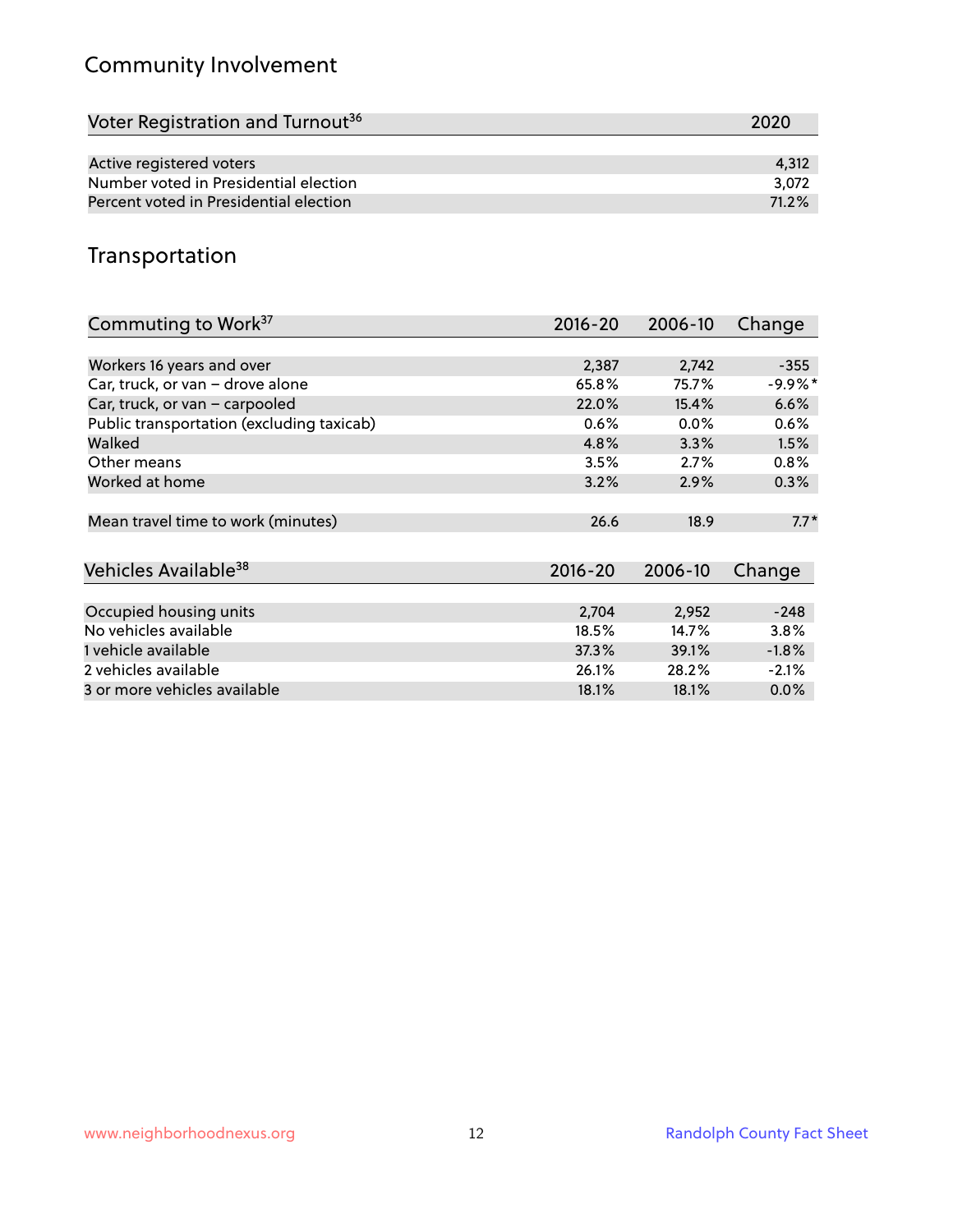## Community Involvement

| Voter Registration and Turnout[36] | 2020 |
|---|---|
| Active registered voters | 4,312 |
| Number voted in Presidential election | 3,072 |
| Percent voted in Presidential election | 71.2% |

## Transportation

| Commuting to Work[37] | 2016-20 | 2006-10 | Change |
|---|---|---|---|
| Workers 16 years and over | 2,387 | 2,742 | -355 |
| Car, truck, or van – drove alone | 65.8% | 75.7% | -9.9%* |
| Car, truck, or van – carpooled | 22.0% | 15.4% | 6.6% |
| Public transportation (excluding taxicab) | 0.6% | 0.0% | 0.6% |
| Walked | 4.8% | 3.3% | 1.5% |
| Other means | 3.5% | 2.7% | 0.8% |
| Worked at home | 3.2% | 2.9% | 0.3% |
| Mean travel time to work (minutes) | 26.6 | 18.9 | 7.7* |

| Vehicles Available[38] | 2016-20 | 2006-10 | Change |
|---|---|---|---|
| Occupied housing units | 2,704 | 2,952 | -248 |
| No vehicles available | 18.5% | 14.7% | 3.8% |
| 1 vehicle available | 37.3% | 39.1% | -1.8% |
| 2 vehicles available | 26.1% | 28.2% | -2.1% |
| 3 or more vehicles available | 18.1% | 18.1% | 0.0% |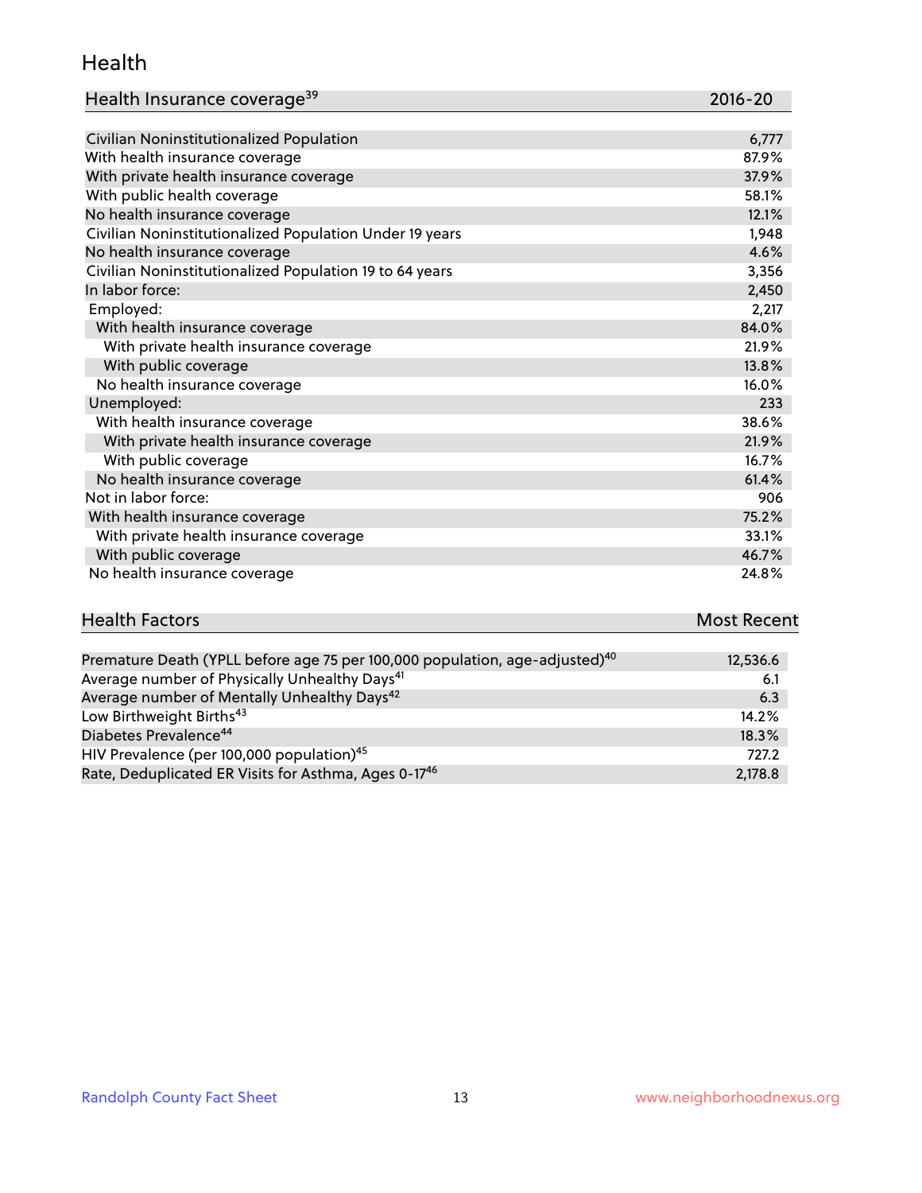## Health

| Health Insurance coverage[39] | 2016-20 |
| --- | --- |
| Civilian Noninstitutionalized Population | 6,777 |
| With health insurance coverage | 87.9% |
| With private health insurance coverage | 37.9% |
| With public health coverage | 58.1% |
| No health insurance coverage | 12.1% |
| Civilian Noninstitutionalized Population Under 19 years | 1,948 |
| No health insurance coverage | 4.6% |
| Civilian Noninstitutionalized Population 19 to 64 years | 3,356 |
| In labor force: | 2,450 |
| Employed: | 2,217 |
| With health insurance coverage | 84.0% |
| With private health insurance coverage | 21.9% |
| With public coverage | 13.8% |
| No health insurance coverage | 16.0% |
| Unemployed: | 233 |
| With health insurance coverage | 38.6% |
| With private health insurance coverage | 21.9% |
| With public coverage | 16.7% |
| No health insurance coverage | 61.4% |
| Not in labor force: | 906 |
| With health insurance coverage | 75.2% |
| With private health insurance coverage | 33.1% |
| With public coverage | 46.7% |
| No health insurance coverage | 24.8% |

| Health Factors | Most Recent |
| --- | --- |
| Premature Death (YPLL before age 75 per 100,000 population, age-adjusted)[40] | 12,536.6 |
| Average number of Physically Unhealthy Days[41] | 6.1 |
| Average number of Mentally Unhealthy Days[42] | 6.3 |
| Low Birthweight Births[43] | 14.2% |
| Diabetes Prevalence[44] | 18.3% |
| HIV Prevalence (per 100,000 population)[45] | 727.2 |
| Rate, Deduplicated ER Visits for Asthma, Ages 0-17[46] | 2,178.8 |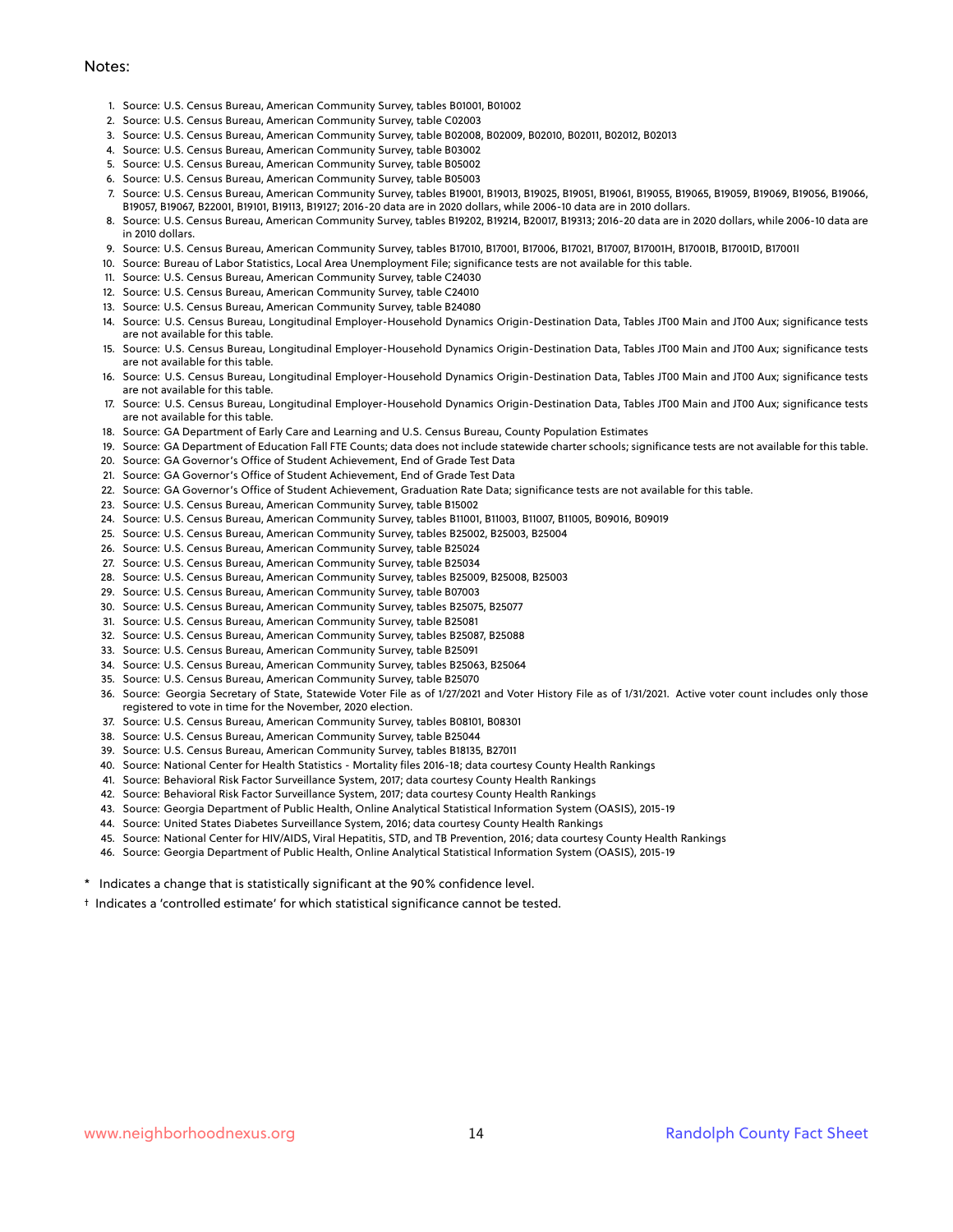Notes:

1. Source: U.S. Census Bureau, American Community Survey, tables B01001, B01002
2. Source: U.S. Census Bureau, American Community Survey, table C02003
3. Source: U.S. Census Bureau, American Community Survey, table B02008, B02009, B02010, B02011, B02012, B02013
4. Source: U.S. Census Bureau, American Community Survey, table B03002
5. Source: U.S. Census Bureau, American Community Survey, table B05002
6. Source: U.S. Census Bureau, American Community Survey, table B05003
7. Source: U.S. Census Bureau, American Community Survey, tables B19001, B19013, B19025, B19051, B19061, B19055, B19065, B19059, B19069, B19056, B19066, B19057, B19067, B22001, B19101, B19113, B19127; 2016-20 data are in 2020 dollars, while 2006-10 data are in 2010 dollars.
8. Source: U.S. Census Bureau, American Community Survey, tables B19202, B19214, B20017, B19313; 2016-20 data are in 2020 dollars, while 2006-10 data are in 2010 dollars.
9. Source: U.S. Census Bureau, American Community Survey, tables B17010, B17001, B17006, B17021, B17007, B17001H, B17001B, B17001D, B17001I
10. Source: Bureau of Labor Statistics, Local Area Unemployment File; significance tests are not available for this table.
11. Source: U.S. Census Bureau, American Community Survey, table C24030
12. Source: U.S. Census Bureau, American Community Survey, table C24010
13. Source: U.S. Census Bureau, American Community Survey, table B24080
14. Source: U.S. Census Bureau, Longitudinal Employer-Household Dynamics Origin-Destination Data, Tables JT00 Main and JT00 Aux; significance tests are not available for this table.
15. Source: U.S. Census Bureau, Longitudinal Employer-Household Dynamics Origin-Destination Data, Tables JT00 Main and JT00 Aux; significance tests are not available for this table.
16. Source: U.S. Census Bureau, Longitudinal Employer-Household Dynamics Origin-Destination Data, Tables JT00 Main and JT00 Aux; significance tests are not available for this table.
17. Source: U.S. Census Bureau, Longitudinal Employer-Household Dynamics Origin-Destination Data, Tables JT00 Main and JT00 Aux; significance tests are not available for this table.
18. Source: GA Department of Early Care and Learning and U.S. Census Bureau, County Population Estimates
19. Source: GA Department of Education Fall FTE Counts; data does not include statewide charter schools; significance tests are not available for this table.
20. Source: GA Governor's Office of Student Achievement, End of Grade Test Data
21. Source: GA Governor's Office of Student Achievement, End of Grade Test Data
22. Source: GA Governor's Office of Student Achievement, Graduation Rate Data; significance tests are not available for this table.
23. Source: U.S. Census Bureau, American Community Survey, table B15002
24. Source: U.S. Census Bureau, American Community Survey, tables B11001, B11003, B11007, B11005, B09016, B09019
25. Source: U.S. Census Bureau, American Community Survey, tables B25002, B25003, B25004
26. Source: U.S. Census Bureau, American Community Survey, table B25024
27. Source: U.S. Census Bureau, American Community Survey, table B25034
28. Source: U.S. Census Bureau, American Community Survey, tables B25009, B25008, B25003
29. Source: U.S. Census Bureau, American Community Survey, table B07003
30. Source: U.S. Census Bureau, American Community Survey, tables B25075, B25077
31. Source: U.S. Census Bureau, American Community Survey, table B25081
32. Source: U.S. Census Bureau, American Community Survey, tables B25087, B25088
33. Source: U.S. Census Bureau, American Community Survey, table B25091
34. Source: U.S. Census Bureau, American Community Survey, tables B25063, B25064
35. Source: U.S. Census Bureau, American Community Survey, table B25070
36. Source: Georgia Secretary of State, Statewide Voter File as of 1/27/2021 and Voter History File as of 1/31/2021. Active voter count includes only those registered to vote in time for the November, 2020 election.
37. Source: U.S. Census Bureau, American Community Survey, tables B08101, B08301
38. Source: U.S. Census Bureau, American Community Survey, table B25044
39. Source: U.S. Census Bureau, American Community Survey, tables B18135, B27011
40. Source: National Center for Health Statistics - Mortality files 2016-18; data courtesy County Health Rankings
41. Source: Behavioral Risk Factor Surveillance System, 2017; data courtesy County Health Rankings
42. Source: Behavioral Risk Factor Surveillance System, 2017; data courtesy County Health Rankings
43. Source: Georgia Department of Public Health, Online Analytical Statistical Information System (OASIS), 2015-19
44. Source: United States Diabetes Surveillance System, 2016; data courtesy County Health Rankings
45. Source: National Center for HIV/AIDS, Viral Hepatitis, STD, and TB Prevention, 2016; data courtesy County Health Rankings
46. Source: Georgia Department of Public Health, Online Analytical Statistical Information System (OASIS), 2015-19

\* Indicates a change that is statistically significant at the 90% confidence level.

† Indicates a 'controlled estimate' for which statistical significance cannot be tested.